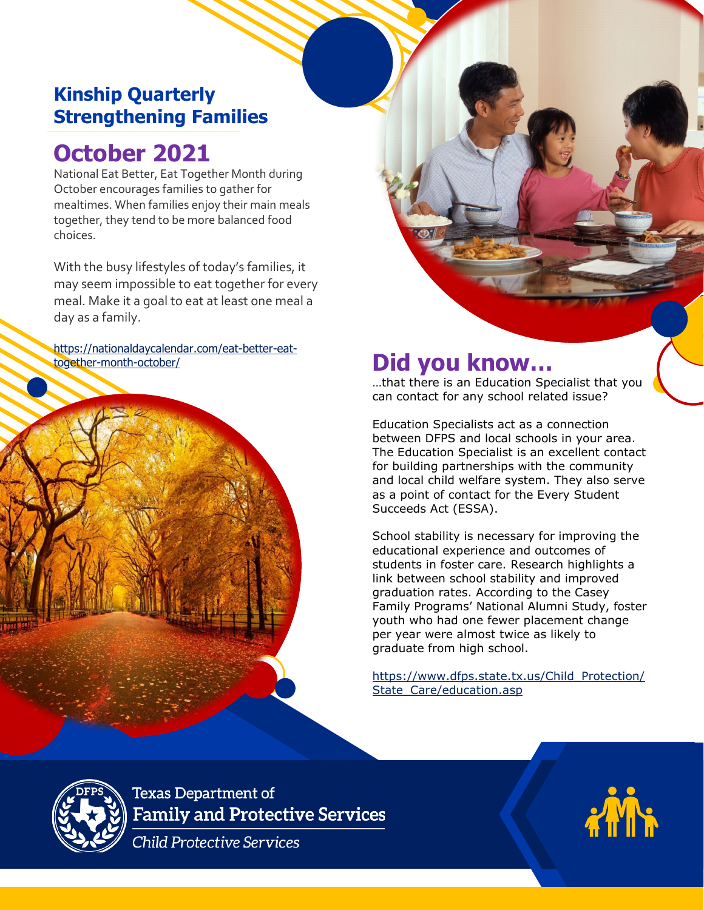# Kinship Quarterly Strengthening Families

## October 2021

National Eat Better, Eat Together Month during October encourages families to gather for mealtimes. When families enjoy their main meals together, they tend to be more balanced food choices.

With the busy lifestyles of today's families, it may seem impossible to eat together for every meal. Make it a goal to eat at least one meal a day as a family.

[https://nationaldaycalendar.com/eat-better-eat-together-month-october/](https://nationaldaycalendar.com/eat-better-eat-together-month-october/)

## Did you know…

…that there is an Education Specialist that you can contact for any school related issue?

Education Specialists act as a connection between DFPS and local schools in your area. The Education Specialist is an excellent contact for building partnerships with the community and local child welfare system. They also serve as a point of contact for the Every Student Succeeds Act (ESSA).

School stability is necessary for improving the educational experience and outcomes of students in foster care. Research highlights a link between school stability and improved graduation rates. According to the Casey Family Programs' National Alumni Study, foster youth who had one fewer placement change per year were almost twice as likely to graduate from high school.

[https://www.dfps.state.tx.us/Child_Protection/State_Care/education.asp](https://www.dfps.state.tx.us/Child_Protection/State_Care/education.asp)

Texas Department of Family and Protective Services

*Child Protective Services*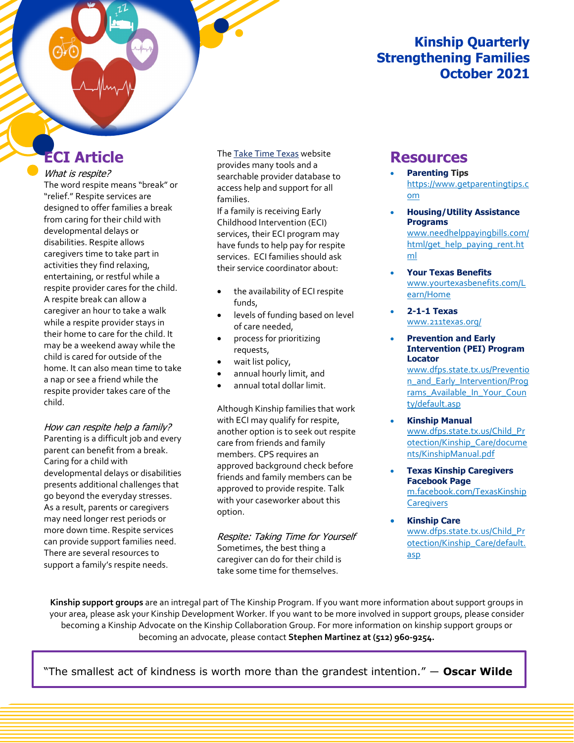# Kinship Quarterly Strengthening Families October 2021

## ECI Article

*What is respite?*

The word respite means "break" or "relief." Respite services are designed to offer families a break from caring for their child with developmental delays or disabilities. Respite allows caregivers time to take part in activities they find relaxing, entertaining, or restful while a respite provider cares for the child. A respite break can allow a caregiver an hour to take a walk while a respite provider stays in their home to care for the child. It may be a weekend away while the child is cared for outside of the home. It can also mean time to take a nap or see a friend while the respite provider takes care of the child.

*How can respite help a family?*

Parenting is a difficult job and every parent can benefit from a break. Caring for a child with developmental delays or disabilities presents additional challenges that go beyond the everyday stresses. As a result, parents or caregivers may need longer rest periods or more down time. Respite services can provide support families need. There are several resources to support a family's respite needs.

The Take Time Texas website provides many tools and a searchable provider database to access help and support for all families.

If a family is receiving Early Childhood Intervention (ECI) services, their ECI program may have funds to help pay for respite services. ECI families should ask their service coordinator about:

- the availability of ECI respite funds,
- levels of funding based on level of care needed,
- process for prioritizing requests,
- wait list policy,
- annual hourly limit, and
- annual total dollar limit.

Although Kinship families that work with ECI may qualify for respite, another option is to seek out respite care from friends and family members. CPS requires an approved background check before friends and family members can be approved to provide respite. Talk with your caseworker about this option.

*Respite: Taking Time for Yourself*

Sometimes, the best thing a caregiver can do for their child is take some time for themselves.

## Resources

- **Parenting Tips**
  https://www.getparentingtips.com
- **Housing/Utility Assistance Programs**
  www.needhelppayingbills.com/html/get_help_paying_rent.html
- **Your Texas Benefits**
  www.yourtexasbenefits.com/Learn/Home
- **2-1-1 Texas**
  www.211texas.org/
- **Prevention and Early Intervention (PEI) Program Locator**
  www.dfps.state.tx.us/Prevention_and_Early_Intervention/Programs_Available_In_Your_County/default.asp
- **Kinship Manual**
  www.dfps.state.tx.us/Child_Protection/Kinship_Care/documents/KinshipManual.pdf
- **Texas Kinship Caregivers Facebook Page**
  m.facebook.com/TexasKinshipCaregivers
- **Kinship Care**
  www.dfps.state.tx.us/Child_Protection/Kinship_Care/default.asp

**Kinship support groups** are an intregal part of The Kinship Program. If you want more information about support groups in your area, please ask your Kinship Development Worker. If you want to be more involved in support groups, please consider becoming a Kinship Advocate on the Kinship Collaboration Group. For more information on kinship support groups or becoming an advocate, please contact **Stephen Martinez at (512) 960-9254.**

"The smallest act of kindness is worth more than the grandest intention." — **Oscar Wilde**